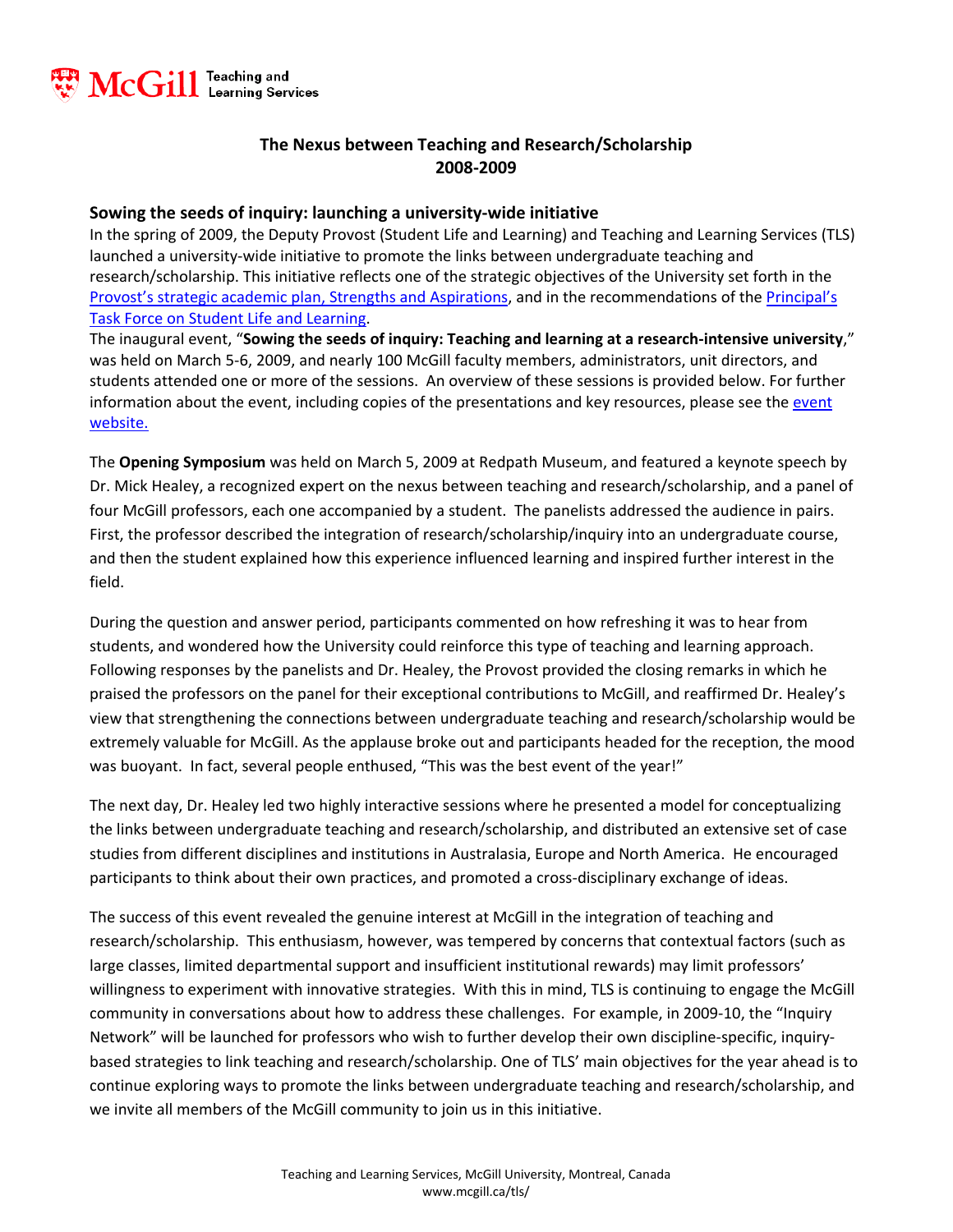# The Nexus between Teaching and Research/Scholarship 2008-2009

## Sowing the seeds of inquiry: launching a university-wide initiative

In the spring of 2009, the Deputy Provost (Student Life and Learning) and Teaching and Learning Services (TLS) launched a university-wide initiative to promote the links between undergraduate teaching and research/scholarship. This initiative reflects one of the strategic objectives of the University set forth in the Provost's strategic academic plan, Strengths and Aspirations, and in the recommendations of the Principal's Task Force on Student Life and Learning.

The inaugural event, "**Sowing the seeds of inquiry: Teaching and learning at a research-intensive university**," was held on March 5-6, 2009, and nearly 100 McGill faculty members, administrators, unit directors, and students attended one or more of the sessions. An overview of these sessions is provided below. For further information about the event, including copies of the presentations and key resources, please see the event website.

The **Opening Symposium** was held on March 5, 2009 at Redpath Museum, and featured a keynote speech by Dr. Mick Healey, a recognized expert on the nexus between teaching and research/scholarship, and a panel of four McGill professors, each one accompanied by a student. The panelists addressed the audience in pairs. First, the professor described the integration of research/scholarship/inquiry into an undergraduate course, and then the student explained how this experience influenced learning and inspired further interest in the field.

During the question and answer period, participants commented on how refreshing it was to hear from students, and wondered how the University could reinforce this type of teaching and learning approach. Following responses by the panelists and Dr. Healey, the Provost provided the closing remarks in which he praised the professors on the panel for their exceptional contributions to McGill, and reaffirmed Dr. Healey's view that strengthening the connections between undergraduate teaching and research/scholarship would be extremely valuable for McGill. As the applause broke out and participants headed for the reception, the mood was buoyant. In fact, several people enthused, "This was the best event of the year!"

The next day, Dr. Healey led two highly interactive sessions where he presented a model for conceptualizing the links between undergraduate teaching and research/scholarship, and distributed an extensive set of case studies from different disciplines and institutions in Australasia, Europe and North America. He encouraged participants to think about their own practices, and promoted a cross-disciplinary exchange of ideas.

The success of this event revealed the genuine interest at McGill in the integration of teaching and research/scholarship. This enthusiasm, however, was tempered by concerns that contextual factors (such as large classes, limited departmental support and insufficient institutional rewards) may limit professors' willingness to experiment with innovative strategies. With this in mind, TLS is continuing to engage the McGill community in conversations about how to address these challenges. For example, in 2009-10, the "Inquiry Network" will be launched for professors who wish to further develop their own discipline-specific, inquiry-based strategies to link teaching and research/scholarship. One of TLS' main objectives for the year ahead is to continue exploring ways to promote the links between undergraduate teaching and research/scholarship, and we invite all members of the McGill community to join us in this initiative.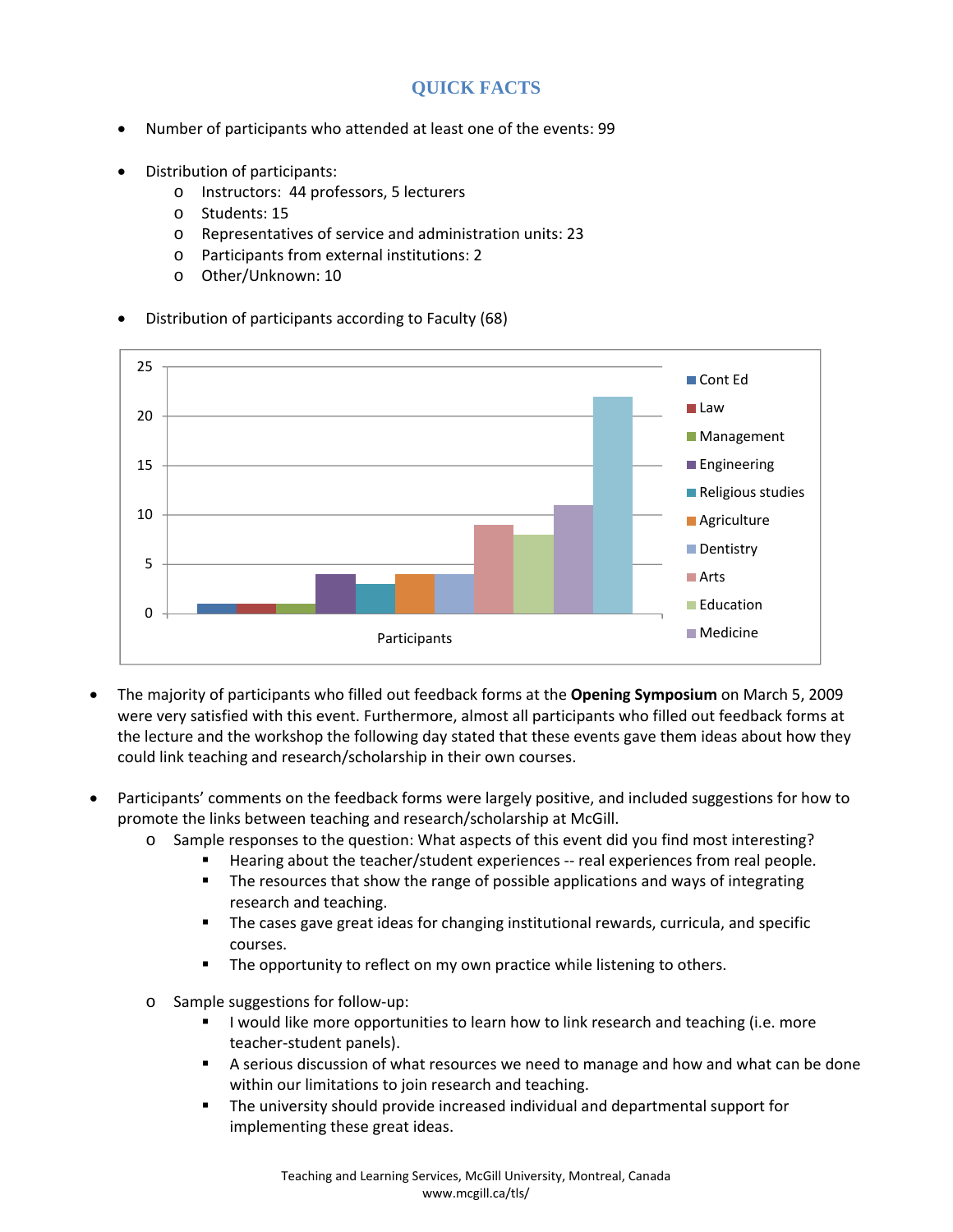## QUICK FACTS

- Number of participants who attended at least one of the events: 99
- Distribution of participants:
  - Instructors: 44 professors, 5 lecturers
  - Students: 15
  - Representatives of service and administration units: 23
  - Participants from external institutions: 2
  - Other/Unknown: 10
- Distribution of participants according to Faculty (68)

25
20
15
10
5
0
Participants

Cont Ed
Law
Management
Engineering
Religious studies
Agriculture
Dentistry
Arts
Education
Medicine

- The majority of participants who filled out feedback forms at the **Opening Symposium** on March 5, 2009 were very satisfied with this event. Furthermore, almost all participants who filled out feedback forms at the lecture and the workshop the following day stated that these events gave them ideas about how they could link teaching and research/scholarship in their own courses.
- Participants' comments on the feedback forms were largely positive, and included suggestions for how to promote the links between teaching and research/scholarship at McGill.
  - Sample responses to the question: What aspects of this event did you find most interesting?
    - Hearing about the teacher/student experiences -- real experiences from real people.
    - The resources that show the range of possible applications and ways of integrating research and teaching.
    - The cases gave great ideas for changing institutional rewards, curricula, and specific courses.
    - The opportunity to reflect on my own practice while listening to others.
  - Sample suggestions for follow-up:
    - I would like more opportunities to learn how to link research and teaching (i.e. more teacher-student panels).
    - A serious discussion of what resources we need to manage and how and what can be done within our limitations to join research and teaching.
    - The university should provide increased individual and departmental support for implementing these great ideas.

Teaching and Learning Services, McGill University, Montreal, Canada
www.mcgill.ca/tls/